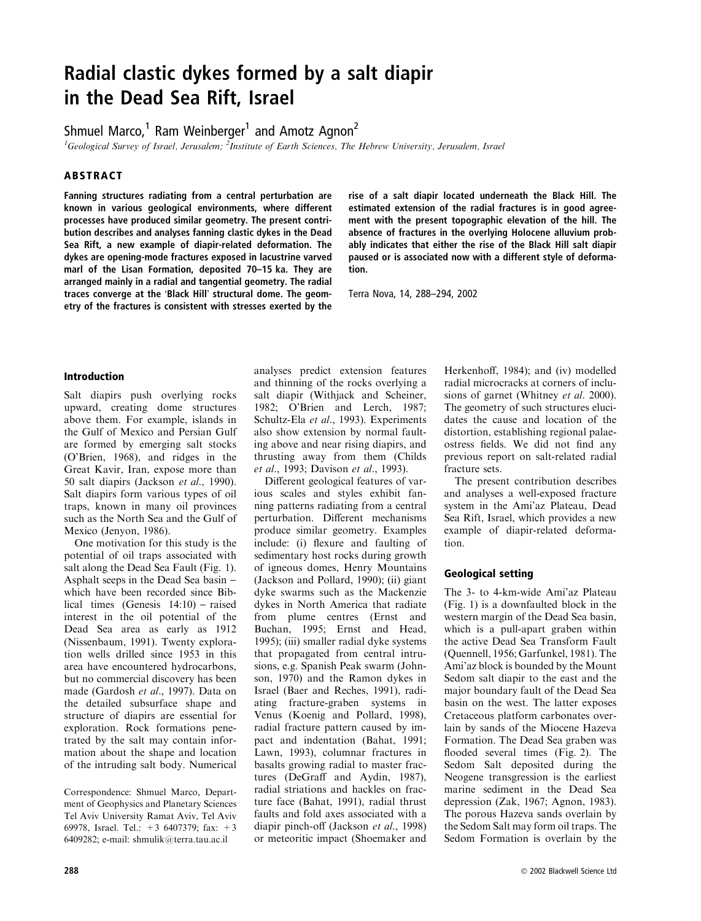# Radial clastic dykes formed by a salt diapir in the Dead Sea Rift, Israel

Shmuel Marco,[1] Ram Weinberger[1] and Amotz Agnon[2]

[1]*Geological Survey of Israel, Jerusalem;* [2]*Institute of Earth Sciences, The Hebrew University, Jerusalem, Israel*

## ABSTRACT

**Fanning structures radiating from a central perturbation are known in various geological environments, where different processes have produced similar geometry. The present contribution describes and analyses fanning clastic dykes in the Dead Sea Rift, a new example of diapir-related deformation. The dykes are opening-mode fractures exposed in lacustrine varved marl of the Lisan Formation, deposited 70–15 ka. They are arranged mainly in a radial and tangential geometry. The radial traces converge at the 'Black Hill' structural dome. The geometry of the fractures is consistent with stresses exerted by the rise of a salt diapir located underneath the Black Hill. The estimated extension of the radial fractures is in good agreement with the present topographic elevation of the hill. The absence of fractures in the overlying Holocene alluvium probably indicates that either the rise of the Black Hill salt diapir paused or is associated now with a different style of deformation.**

Terra Nova, 14, 288–294, 2002

### Introduction

Salt diapirs push overlying rocks upward, creating dome structures above them. For example, islands in the Gulf of Mexico and Persian Gulf are formed by emerging salt stocks (O'Brien, 1968), and ridges in the Great Kavir, Iran, expose more than 50 salt diapirs (Jackson *et al*., 1990). Salt diapirs form various types of oil traps, known in many oil provinces such as the North Sea and the Gulf of Mexico (Jenyon, 1986).

One motivation for this study is the potential of oil traps associated with salt along the Dead Sea Fault (Fig. 1). Asphalt seeps in the Dead Sea basin – which have been recorded since Biblical times (Genesis 14:10) – raised interest in the oil potential of the Dead Sea area as early as 1912 (Nissenbaum, 1991). Twenty exploration wells drilled since 1953 in this area have encountered hydrocarbons, but no commercial discovery has been made (Gardosh *et al*., 1997). Data on the detailed subsurface shape and structure of diapirs are essential for exploration. Rock formations penetrated by the salt may contain information about the shape and location of the intruding salt body. Numerical analyses predict extension features and thinning of the rocks overlying a salt diapir (Withjack and Scheiner, 1982; O'Brien and Lerch, 1987; Schultz-Ela *et al*., 1993). Experiments also show extension by normal faulting above and near rising diapirs, and thrusting away from them (Childs *et al*., 1993; Davison *et al*., 1993).

Different geological features of various scales and styles exhibit fanning patterns radiating from a central perturbation. Different mechanisms produce similar geometry. Examples include: (i) flexure and faulting of sedimentary host rocks during growth of igneous domes, Henry Mountains (Jackson and Pollard, 1990); (ii) giant dyke swarms such as the Mackenzie dykes in North America that radiate from plume centres (Ernst and Buchan, 1995; Ernst and Head, 1995); (iii) smaller radial dyke systems that propagated from central intrusions, e.g. Spanish Peak swarm (Johnson, 1970) and the Ramon dykes in Israel (Baer and Reches, 1991), radiating fracture-graben systems in Venus (Koenig and Pollard, 1998), radial fracture pattern caused by impact and indentation (Bahat, 1991; Lawn, 1993), columnar fractures in basalts growing radial to master fractures (DeGraff and Aydin, 1987), radial striations and hackles on fracture face (Bahat, 1991), radial thrust faults and fold axes associated with a diapir pinch-off (Jackson *et al*., 1998) or meteoritic impact (Shoemaker and Herkenhoff, 1984); and (iv) modelled radial microcracks at corners of inclusions of garnet (Whitney *et al*. 2000). The geometry of such structures elucidates the cause and location of the distortion, establishing regional palaeostress fields. We did not find any previous report on salt-related radial fracture sets.

The present contribution describes and analyses a well-exposed fracture system in the Ami'az Plateau, Dead Sea Rift, Israel, which provides a new example of diapir-related deformation.

### Geological setting

The 3- to 4-km-wide Ami'az Plateau (Fig. 1) is a downfaulted block in the western margin of the Dead Sea basin, which is a pull-apart graben within the active Dead Sea Transform Fault (Quennell, 1956; Garfunkel, 1981). The Ami'az block is bounded by the Mount Sedom salt diapir to the east and the major boundary fault of the Dead Sea basin on the west. The latter exposes Cretaceous platform carbonates overlain by sands of the Miocene Hazeva Formation. The Dead Sea graben was flooded several times (Fig. 2). The Sedom Salt deposited during the Neogene transgression is the earliest marine sediment in the Dead Sea depression (Zak, 1967; Agnon, 1983). The porous Hazeva sands overlain by the Sedom Salt may form oil traps. The Sedom Formation is overlain by the

Correspondence: Shmuel Marco, Department of Geophysics and Planetary Sciences Tel Aviv University Ramat Aviv, Tel Aviv 69978, Israel. Tel.: +3 6407379; fax: +3 6409282; e-mail: shmulik@terra.tau.ac.il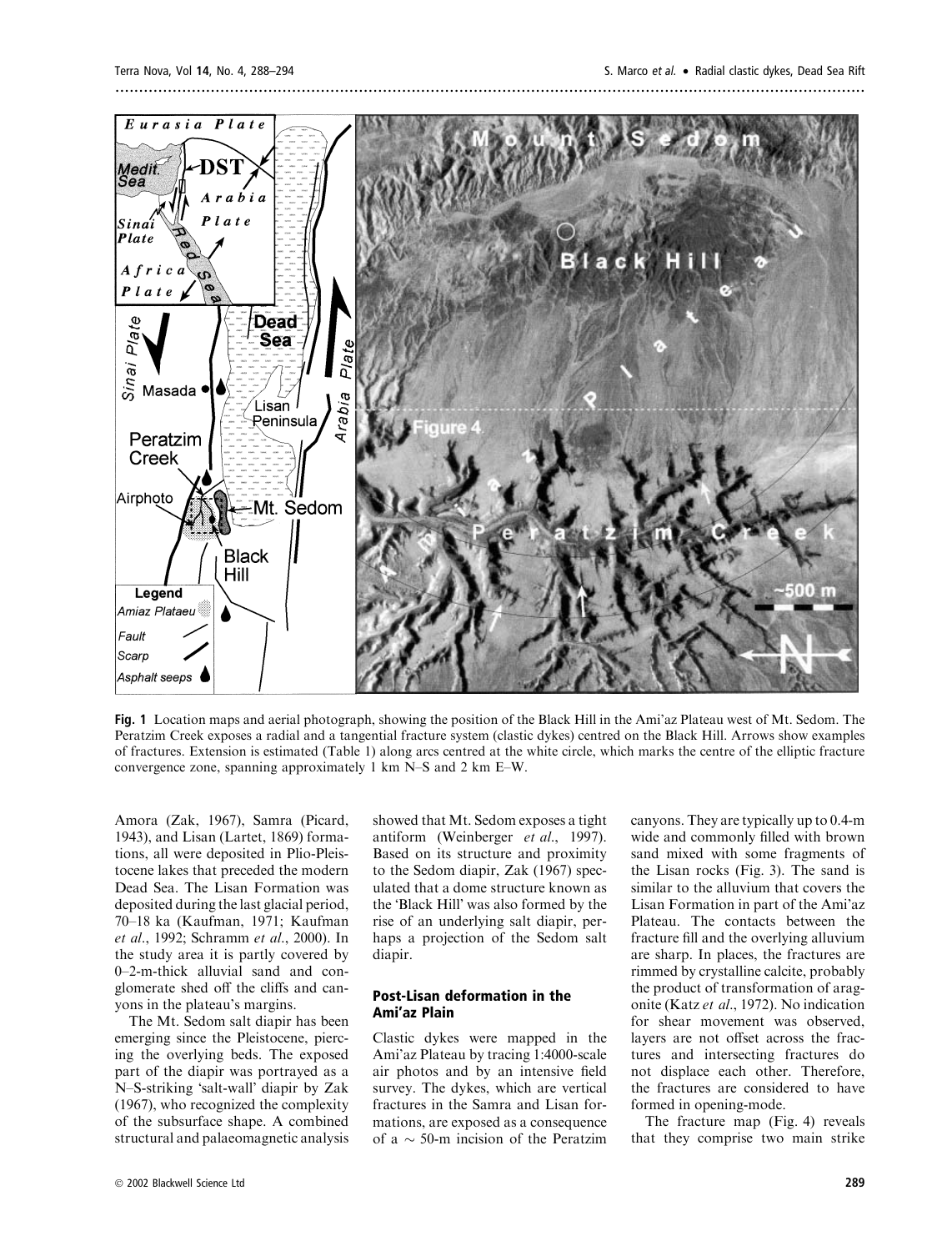**Fig. 1** Location maps and aerial photograph, showing the position of the Black Hill in the Ami'az Plateau west of Mt. Sedom. The Peratzim Creek exposes a radial and a tangential fracture system (clastic dykes) centred on the Black Hill. Arrows show examples of fractures. Extension is estimated (Table 1) along arcs centred at the white circle, which marks the centre of the elliptic fracture convergence zone, spanning approximately 1 km N–S and 2 km E–W.

Amora (Zak, 1967), Samra (Picard, 1943), and Lisan (Lartet, 1869) formations, all were deposited in Plio-Pleistocene lakes that preceded the modern Dead Sea. The Lisan Formation was deposited during the last glacial period, 70–18 ka (Kaufman, 1971; Kaufman *et al.*, 1992; Schramm *et al.*, 2000). In the study area it is partly covered by 0–2-m-thick alluvial sand and conglomerate shed off the cliffs and canyons in the plateau's margins.

The Mt. Sedom salt diapir has been emerging since the Pleistocene, piercing the overlying beds. The exposed part of the diapir was portrayed as a N–S-striking 'salt-wall' diapir by Zak (1967), who recognized the complexity of the subsurface shape. A combined structural and palaeomagnetic analysis showed that Mt. Sedom exposes a tight antiform (Weinberger *et al.*, 1997). Based on its structure and proximity to the Sedom diapir, Zak (1967) speculated that a dome structure known as the 'Black Hill' was also formed by the rise of an underlying salt diapir, perhaps a projection of the Sedom salt diapir.

## Post-Lisan deformation in the Ami'az Plain

Clastic dykes were mapped in the Ami'az Plateau by tracing 1:4000-scale air photos and by an intensive field survey. The dykes, which are vertical fractures in the Samra and Lisan formations, are exposed as a consequence of a ~ 50-m incision of the Peratzim canyons. They are typically up to 0.4-m wide and commonly filled with brown sand mixed with some fragments of the Lisan rocks (Fig. 3). The sand is similar to the alluvium that covers the Lisan Formation in part of the Ami'az Plateau. The contacts between the fracture fill and the overlying alluvium are sharp. In places, the fractures are rimmed by crystalline calcite, probably the product of transformation of aragonite (Katz *et al.*, 1972). No indication for shear movement was observed, layers are not offset across the fractures and intersecting fractures do not displace each other. Therefore, the fractures are considered to have formed in opening-mode.

The fracture map (Fig. 4) reveals that they comprise two main strike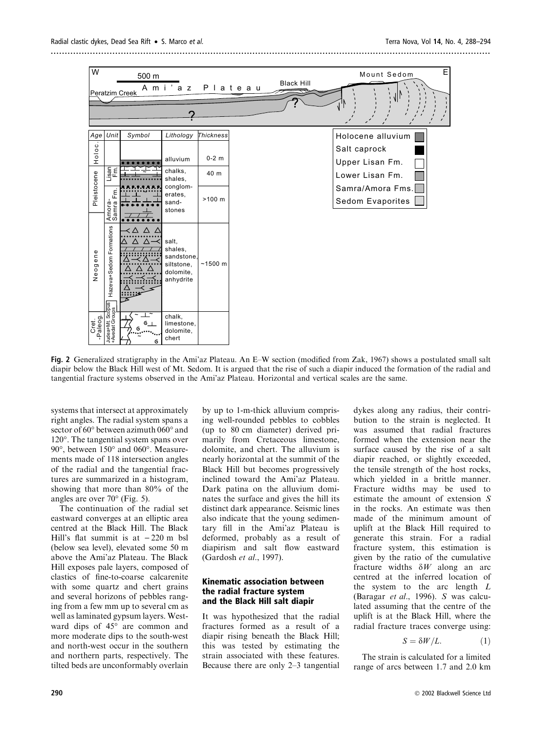**Fig. 2** Generalized stratigraphy in the Ami'az Plateau. An E–W section (modified from Zak, 1967) shows a postulated small salt diapir below the Black Hill west of Mt. Sedom. It is argued that the rise of such a diapir induced the formation of the radial and tangential fracture systems observed in the Ami'az Plateau. Horizontal and vertical scales are the same.

systems that intersect at approximately right angles. The radial system spans a sector of 60° between azimuth 060° and 120°. The tangential system spans over 90°, between 150° and 060°. Measurements made of 118 intersection angles of the radial and the tangential fractures are summarized in a histogram, showing that more than 80% of the angles are over 70° (Fig. 5).

The continuation of the radial set eastward converges at an elliptic area centred at the Black Hill. The Black Hill's flat summit is at −220 m bsl (below sea level), elevated some 50 m above the Ami'az Plateau. The Black Hill exposes pale layers, composed of clastics of fine-to-coarse calcarenite with some quartz and chert grains and several horizons of pebbles ranging from a few mm up to several cm as well as laminated gypsum layers. Westward dips of 45° are common and more moderate dips to the south-west and north-west occur in the southern and northern parts, respectively. The tilted beds are unconformably overlain by up to 1-m-thick alluvium comprising well-rounded pebbles to cobbles (up to 80 cm diameter) derived primarily from Cretaceous limestone, dolomite, and chert. The alluvium is nearly horizontal at the summit of the Black Hill but becomes progressively inclined toward the Ami'az Plateau. Dark patina on the alluvium dominates the surface and gives the hill its distinct dark appearance. Seismic lines also indicate that the young sedimentary fill in the Ami'az Plateau is deformed, probably as a result of diapirism and salt flow eastward (Gardosh *et al.*, 1997).

## Kinematic association between the radial fracture system and the Black Hill salt diapir

It was hypothesized that the radial fractures formed as a result of a diapir rising beneath the Black Hill; this was tested by estimating the strain associated with these features. Because there are only 2–3 tangential dykes along any radius, their contribution to the strain is neglected. It was assumed that radial fractures formed when the extension near the surface caused by the rise of a salt diapir reached, or slightly exceeded, the tensile strength of the host rocks, which yielded in a brittle manner. Fracture widths may be used to estimate the amount of extension $S$ in the rocks. An estimate was then made of the minimum amount of uplift at the Black Hill required to generate this strain. For a radial fracture system, this estimation is given by the ratio of the cumulative fracture widths $\delta W$ along an arc centred at the inferred location of the system to the arc length $L$ (Baragar *et al.*, 1996). $S$ was calculated assuming that the centre of the uplift is at the Black Hill, where the radial fracture traces converge using:

$$S = \delta W / L. \qquad (1)$$

The strain is calculated for a limited range of arcs between 1.7 and 2.0 km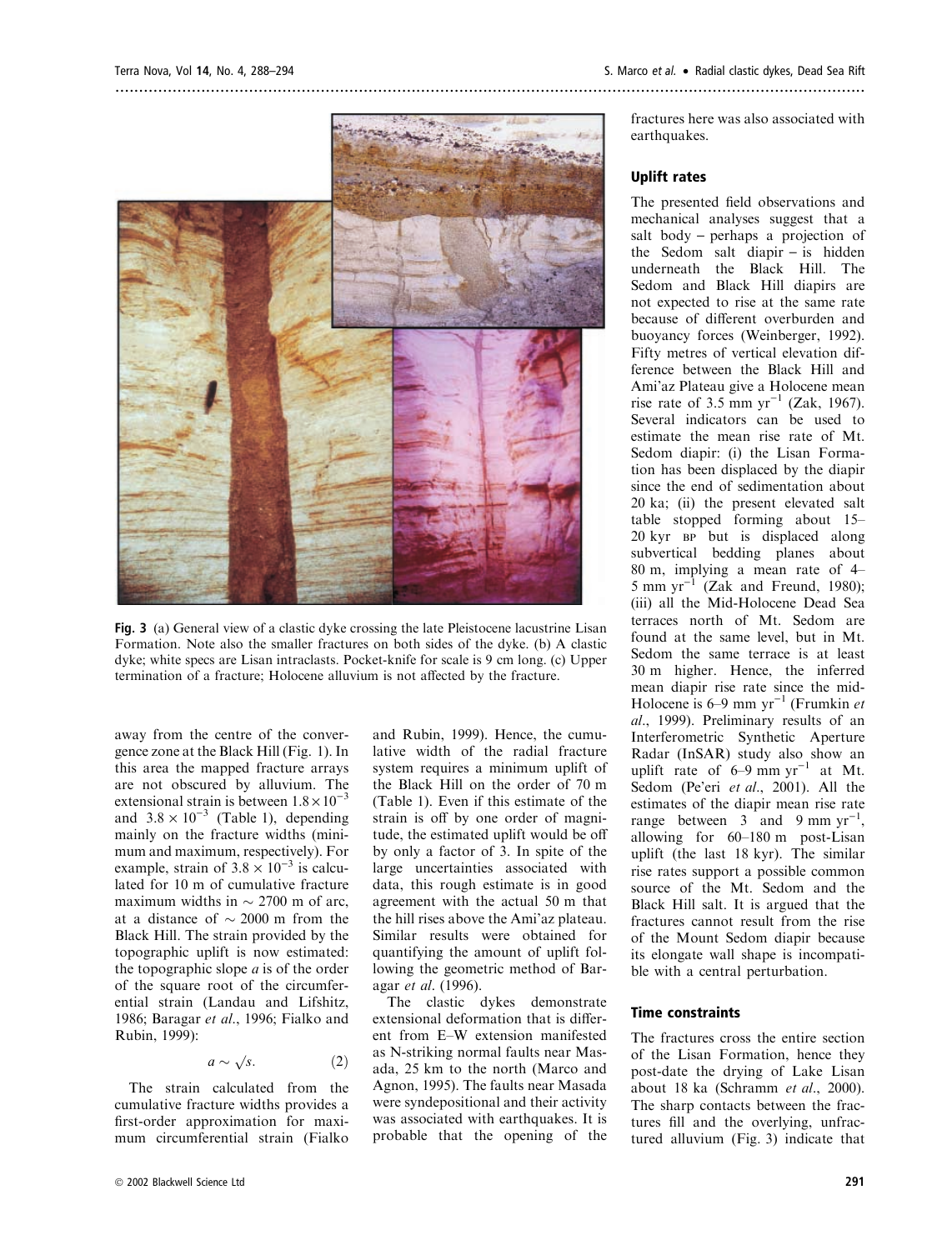**Fig. 3** (a) General view of a clastic dyke crossing the late Pleistocene lacustrine Lisan Formation. Note also the smaller fractures on both sides of the dyke. (b) A clastic dyke; white specs are Lisan intraclasts. Pocket-knife for scale is 9 cm long. (c) Upper termination of a fracture; Holocene alluvium is not affected by the fracture.

away from the centre of the convergence zone at the Black Hill (Fig. 1). In this area the mapped fracture arrays are not obscured by alluvium. The extensional strain is between $1.8 \times 10^{-3}$ and $3.8 \times 10^{-3}$ (Table 1), depending mainly on the fracture widths (minimum and maximum, respectively). For example, strain of $3.8 \times 10^{-3}$ is calculated for 10 m of cumulative fracture maximum widths in $\sim$ 2700 m of arc, at a distance of $\sim$ 2000 m from the Black Hill. The strain provided by the topographic uplift is now estimated: the topographic slope $a$ is of the order of the square root of the circumferential strain (Landau and Lifshitz, 1986; Baragar *et al.*, 1996; Fialko and Rubin, 1999):

$$a \sim \sqrt{s}. \quad (2)$$

The strain calculated from the cumulative fracture widths provides a first-order approximation for maximum circumferential strain (Fialko and Rubin, 1999). Hence, the cumulative width of the radial fracture system requires a minimum uplift of the Black Hill on the order of 70 m (Table 1). Even if this estimate of the strain is off by one order of magnitude, the estimated uplift would be off by only a factor of 3. In spite of the large uncertainties associated with data, this rough estimate is in good agreement with the actual 50 m that the hill rises above the Ami'az plateau. Similar results were obtained for quantifying the amount of uplift following the geometric method of Baragar *et al.* (1996).

The clastic dykes demonstrate extensional deformation that is different from E–W extension manifested as N-striking normal faults near Masada, 25 km to the north (Marco and Agnon, 1995). The faults near Masada were syndepositional and their activity was associated with earthquakes. It is probable that the opening of the fractures here was also associated with earthquakes.

## Uplift rates

The presented field observations and mechanical analyses suggest that a salt body – perhaps a projection of the Sedom salt diapir – is hidden underneath the Black Hill. The Sedom and Black Hill diapirs are not expected to rise at the same rate because of different overburden and buoyancy forces (Weinberger, 1992). Fifty metres of vertical elevation difference between the Black Hill and Ami'az Plateau give a Holocene mean rise rate of 3.5 mm $\text{yr}^{-1}$ (Zak, 1967). Several indicators can be used to estimate the mean rise rate of Mt. Sedom diapir: (i) the Lisan Formation has been displaced by the diapir since the end of sedimentation about 20 ka; (ii) the present elevated salt table stopped forming about 15–20 kyr BP but is displaced along subvertical bedding planes about 80 m, implying a mean rate of 4–5 mm $\text{yr}^{-1}$ (Zak and Freund, 1980); (iii) all the Mid-Holocene Dead Sea terraces north of Mt. Sedom are found at the same level, but in Mt. Sedom the same terrace is at least 30 m higher. Hence, the inferred mean diapir rise rate since the mid-Holocene is 6–9 mm $\text{yr}^{-1}$ (Frumkin *et al.*, 1999). Preliminary results of an Interferometric Synthetic Aperture Radar (InSAR) study also show an uplift rate of 6–9 mm $\text{yr}^{-1}$ at Mt. Sedom (Pe'eri *et al.*, 2001). All the estimates of the diapir mean rise rate range between 3 and 9 mm $\text{yr}^{-1}$, allowing for 60–180 m post-Lisan uplift (the last 18 kyr). The similar rise rates support a possible common source of the Mt. Sedom and the Black Hill salt. It is argued that the fractures cannot result from the rise of the Mount Sedom diapir because its elongate wall shape is incompatible with a central perturbation.

## Time constraints

The fractures cross the entire section of the Lisan Formation, hence they post-date the drying of Lake Lisan about 18 ka (Schramm *et al.*, 2000). The sharp contacts between the fractures fill and the overlying, unfractured alluvium (Fig. 3) indicate that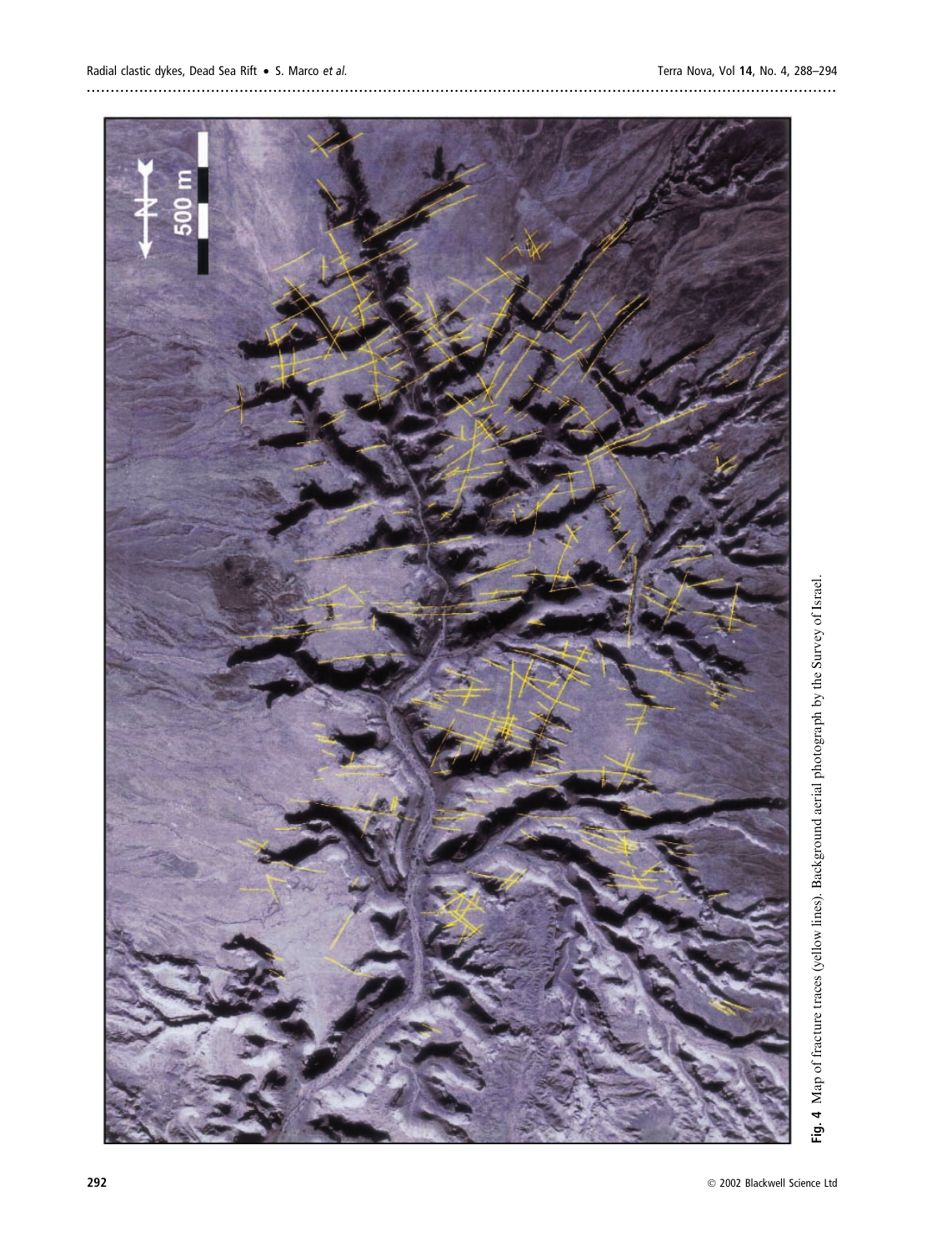**Fig. 4** Map of fracture traces (yellow lines). Background aerial photograph by the Survey of Israel.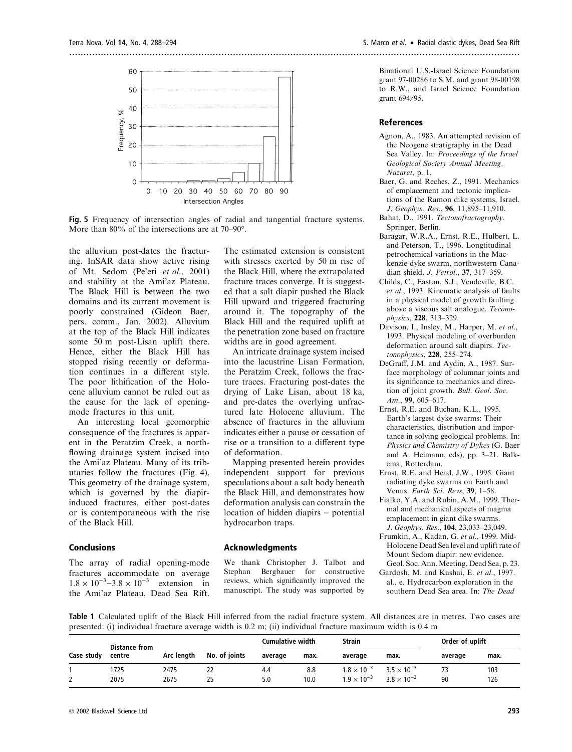Fig. 5 Frequency of intersection angles of radial and tangential fracture systems. More than 80% of the intersections are at 70–90°.

the alluvium post-dates the fracturing. InSAR data show active rising of Mt. Sedom (Pe'eri *et al.*, 2001) and stability at the Ami'az Plateau. The Black Hill is between the two domains and its current movement is poorly constrained (Gideon Baer, pers. comm., Jan. 2002). Alluvium at the top of the Black Hill indicates some 50 m post-Lisan uplift there. Hence, either the Black Hill has stopped rising recently or deformation continues in a different style. The poor lithification of the Holocene alluvium cannot be ruled out as the cause for the lack of opening-mode fractures in this unit.

An interesting local geomorphic consequence of the fractures is apparent in the Peratzim Creek, a north-flowing drainage system incised into the Ami'az Plateau. Many of its tributaries follow the fractures (Fig. 4). This geometry of the drainage system, which is governed by the diapir-induced fractures, either post-dates or is contemporaneous with the rise of the Black Hill.

## Conclusions

The array of radial opening-mode fractures accommodate on average $1.8 \times 10^{-3}$–$3.8 \times 10^{-3}$ extension in the Ami'az Plateau, Dead Sea Rift. The estimated extension is consistent with stresses exerted by 50 m rise of the Black Hill, where the extrapolated fracture traces converge. It is suggested that a salt diapir pushed the Black Hill upward and triggered fracturing around it. The topography of the Black Hill and the required uplift at the penetration zone based on fracture widths are in good agreement.

An intricate drainage system incised into the lacustrine Lisan Formation, the Peratzim Creek, follows the fracture traces. Fracturing post-dates the drying of Lake Lisan, about 18 ka, and pre-dates the overlying unfractured late Holocene alluvium. The absence of fractures in the alluvium indicates either a pause or cessation of rise or a transition to a different type of deformation.

Mapping presented herein provides independent support for previous speculations about a salt body beneath the Black Hill, and demonstrates how deformation analysis can constrain the location of hidden diapirs – potential hydrocarbon traps.

## Acknowledgments

We thank Christopher J. Talbot and Stephan Bergbauer for constructive reviews, which significantly improved the manuscript. The study was supported by Binational U.S.-Israel Science Foundation grant 97-00286 to S.M. and grant 98-00198 to R.W., and Israel Science Foundation grant 694/95.

## References

Agnon, A., 1983. An attempted revision of the Neogene stratigraphy in the Dead Sea Valley. In: *Proceedings of the Israel Geological Society Annual Meeting, Nazaret*, p. 1.

Baer, G. and Reches, Z., 1991. Mechanics of emplacement and tectonic implications of the Ramon dike systems, Israel. *J. Geophys. Res.*, **96**, 11,895–11,910.

Bahat, D., 1991. *Tectonofractography*. Springer, Berlin.

Baragar, W.R.A., Ernst, R.E., Hulbert, L. and Peterson, T., 1996. Longtitudinal petrochemical variations in the Mackenzie dyke swarm, northwestern Canadian shield. *J. Petrol.*, **37**, 317–359.

Childs, C., Easton, S.J., Vendeville, B.C. *et al.*, 1993. Kinematic analysis of faults in a physical model of growth faulting above a viscous salt analogue. *Teconophysics*, **228**, 313–329.

Davison, I., Insley, M., Harper, M. *et al.*, 1993. Physical modeling of overburden deformation around salt diapirs. *Tectonophysics*, **228**, 255–274.

DeGraff, J.M. and Aydin, A., 1987. Surface morphology of columnar joints and its significance to mechanics and direction of joint growth. *Bull. Geol. Soc. Am.*, **99**, 605–617.

Ernst, R.E. and Buchan, K.L., 1995. Earth's largest dyke swarms: Their characteristics, distribution and importance in solving geological problems. In: *Physics and Chemistry of Dykes* (G. Baer and A. Heimann, eds), pp. 3–21. Balkema, Rotterdam.

Ernst, R.E. and Head, J.W., 1995. Giant radiating dyke swarms on Earth and Venus. *Earth Sci. Revs*, **39**, 1–58.

Fialko, Y.A. and Rubin, A.M., 1999. Thermal and mechanical aspects of magma emplacement in giant dike swarms. *J. Geophys. Res.*, **104**, 23,033–23,049.

Frumkin, A., Kadan, G. *et al.*, 1999. Mid-Holocene Dead Sea level and uplift rate of Mount Sedom diapir: new evidence. Geol. Soc. Ann. Meeting, Dead Sea, p. 23.

Gardosh, M. and Kashai, E. *et al.*, 1997. al., e. Hydrocarbon exploration in the southern Dead Sea area. In: *The Dead*

Table 1 Calculated uplift of the Black Hill inferred from the radial fracture system. All distances are in metres. Two cases are presented: (i) individual fracture average width is 0.2 m; (ii) individual fracture maximum width is 0.4 m

| Case study | Distance from centre | Arc length | No. of joints | Cumulative width | | Strain | | Order of uplift | |
|---|---|---|---|---|---|---|---|---|---|
| | | | | average | max. | average | max. | average | max. |
| 1 | 1725 | 2475 | 22 | 4.4 | 8.8 | $1.8 \times 10^{-3}$ | $3.5 \times 10^{-3}$ | 73 | 103 |
| 2 | 2075 | 2675 | 25 | 5.0 | 10.0 | $1.9 \times 10^{-3}$ | $3.8 \times 10^{-3}$ | 90 | 126 |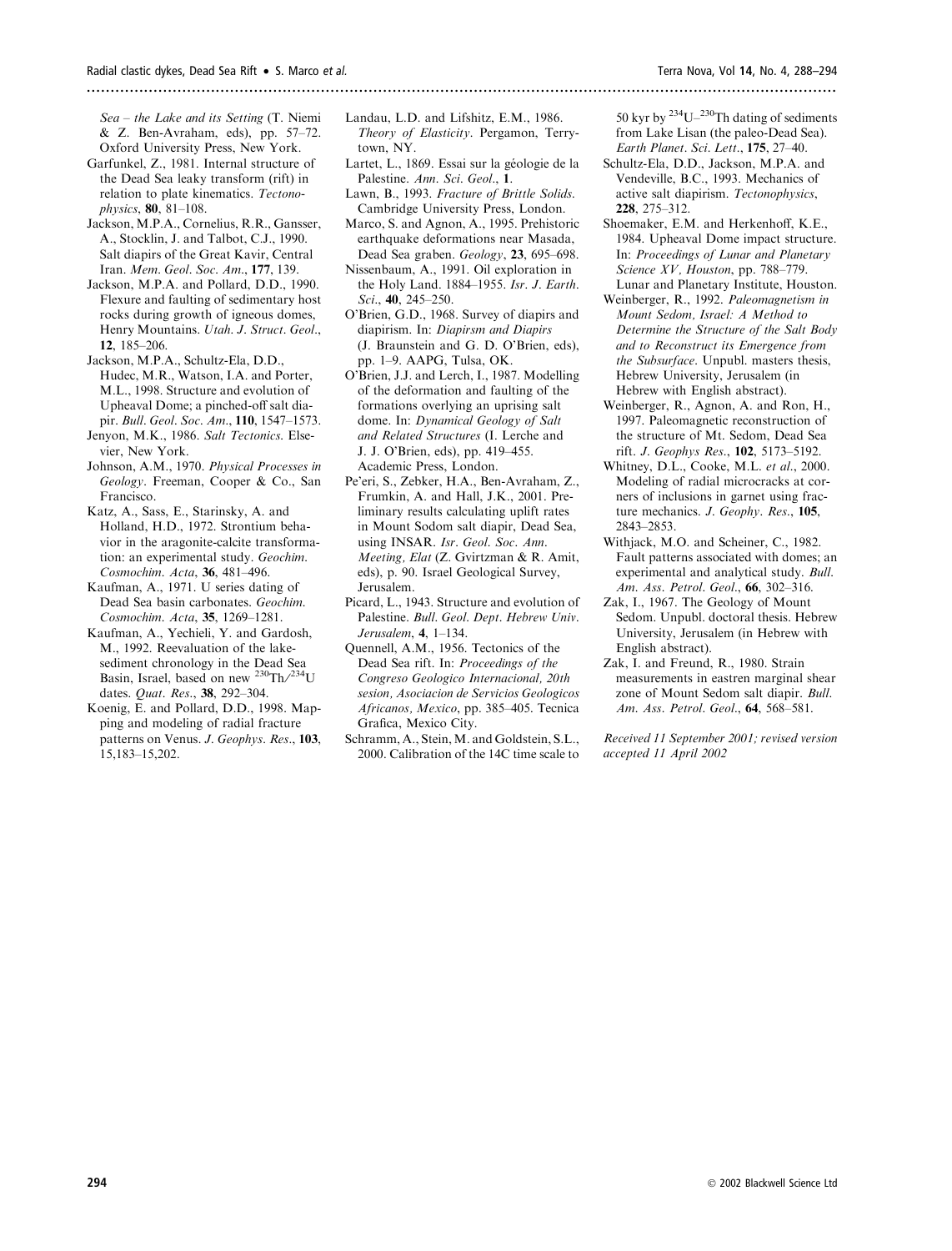*Sea – the Lake and its Setting* (T. Niemi & Z. Ben-Avraham, eds), pp. 57–72. Oxford University Press, New York.

Garfunkel, Z., 1981. Internal structure of the Dead Sea leaky transform (rift) in relation to plate kinematics. *Tectonophysics*, **80**, 81–108.

Jackson, M.P.A., Cornelius, R.R., Gansser, A., Stocklin, J. and Talbot, C.J., 1990. Salt diapirs of the Great Kavir, Central Iran. *Mem. Geol. Soc. Am.*, **177**, 139.

Jackson, M.P.A. and Pollard, D.D., 1990. Flexure and faulting of sedimentary host rocks during growth of igneous domes, Henry Mountains. *Utah. J. Struct. Geol.*, **12**, 185–206.

Jackson, M.P.A., Schultz-Ela, D.D., Hudec, M.R., Watson, I.A. and Porter, M.L., 1998. Structure and evolution of Upheaval Dome; a pinched-off salt diapir. *Bull. Geol. Soc. Am.*, **110**, 1547–1573.

Jenyon, M.K., 1986. *Salt Tectonics*. Elsevier, New York.

Johnson, A.M., 1970. *Physical Processes in Geology*. Freeman, Cooper & Co., San Francisco.

Katz, A., Sass, E., Starinsky, A. and Holland, H.D., 1972. Strontium behavior in the aragonite-calcite transformation: an experimental study. *Geochim. Cosmochim. Acta*, **36**, 481–496.

Kaufman, A., 1971. U series dating of Dead Sea basin carbonates. *Geochim. Cosmochim. Acta*, **35**, 1269–1281.

Kaufman, A., Yechieli, Y. and Gardosh, M., 1992. Reevaluation of the lake-sediment chronology in the Dead Sea Basin, Israel, based on new $^{230}Th/^{234}U$ dates. *Quat. Res.*, **38**, 292–304.

Koenig, E. and Pollard, D.D., 1998. Mapping and modeling of radial fracture patterns on Venus. *J. Geophys. Res.*, **103**, 15,183–15,202.

Landau, L.D. and Lifshitz, E.M., 1986. *Theory of Elasticity*. Pergamon, Terrytown, NY.

Lartet, L., 1869. Essai sur la géologie de la Palestine. *Ann. Sci. Geol.*, **1**.

Lawn, B., 1993. *Fracture of Brittle Solids*. Cambridge University Press, London.

Marco, S. and Agnon, A., 1995. Prehistoric earthquake deformations near Masada, Dead Sea graben. *Geology*, **23**, 695–698.

Nissenbaum, A., 1991. Oil exploration in the Holy Land. 1884–1955. *Isr. J. Earth. Sci.*, **40**, 245–250.

O'Brien, G.D., 1968. Survey of diapirs and diapirism. In: *Diapirsm and Diapirs* (J. Braunstein and G. D. O'Brien, eds), pp. 1–9. AAPG, Tulsa, OK.

O'Brien, J.J. and Lerch, I., 1987. Modelling of the deformation and faulting of the formations overlying an uprising salt dome. In: *Dynamical Geology of Salt and Related Structures* (I. Lerche and J. J. O'Brien, eds), pp. 419–455. Academic Press, London.

Pe'eri, S., Zebker, H.A., Ben-Avraham, Z., Frumkin, A. and Hall, J.K., 2001. Preliminary results calculating uplift rates in Mount Sodom salt diapir, Dead Sea, using INSAR. *Isr. Geol. Soc. Ann. Meeting, Elat* (Z. Gvirtzman & R. Amit, eds), p. 90. Israel Geological Survey, Jerusalem.

Picard, L., 1943. Structure and evolution of Palestine. *Bull. Geol. Dept. Hebrew Univ. Jerusalem*, **4**, 1–134.

Quennell, A.M., 1956. Tectonics of the Dead Sea rift. In: *Proceedings of the Congreso Geologico Internacional, 20th sesion, Asociacion de Servicios Geologicos Africanos, Mexico*, pp. 385–405. Tecnica Grafica, Mexico City.

Schramm, A., Stein, M. and Goldstein, S.L., 2000. Calibration of the 14C time scale to 50 kyr by $^{234}U$–$^{230}Th$ dating of sediments from Lake Lisan (the paleo-Dead Sea). *Earth Planet. Sci. Lett.*, **175**, 27–40.

Schultz-Ela, D.D., Jackson, M.P.A. and Vendeville, B.C., 1993. Mechanics of active salt diapirism. *Tectonophysics*, **228**, 275–312.

Shoemaker, E.M. and Herkenhoff, K.E., 1984. Upheaval Dome impact structure. In: *Proceedings of Lunar and Planetary Science XV, Houston*, pp. 788–779. Lunar and Planetary Institute, Houston.

Weinberger, R., 1992. *Paleomagnetism in Mount Sedom, Israel: A Method to Determine the Structure of the Salt Body and to Reconstruct its Emergence from the Subsurface*. Unpubl. masters thesis, Hebrew University, Jerusalem (in Hebrew with English abstract).

Weinberger, R., Agnon, A. and Ron, H., 1997. Paleomagnetic reconstruction of the structure of Mt. Sedom, Dead Sea rift. *J. Geophys Res.*, **102**, 5173–5192.

Whitney, D.L., Cooke, M.L. *et al.*, 2000. Modeling of radial microcracks at corners of inclusions in garnet using fracture mechanics. *J. Geophy. Res.*, **105**, 2843–2853.

Withjack, M.O. and Scheiner, C., 1982. Fault patterns associated with domes; an experimental and analytical study. *Bull. Am. Ass. Petrol. Geol.*, **66**, 302–316.

Zak, I., 1967. The Geology of Mount Sedom. Unpubl. doctoral thesis. Hebrew University, Jerusalem (in Hebrew with English abstract).

Zak, I. and Freund, R., 1980. Strain measurements in eastren marginal shear zone of Mount Sedom salt diapir. *Bull. Am. Ass. Petrol. Geol.*, **64**, 568–581.

*Received 11 September 2001; revised version accepted 11 April 2002*